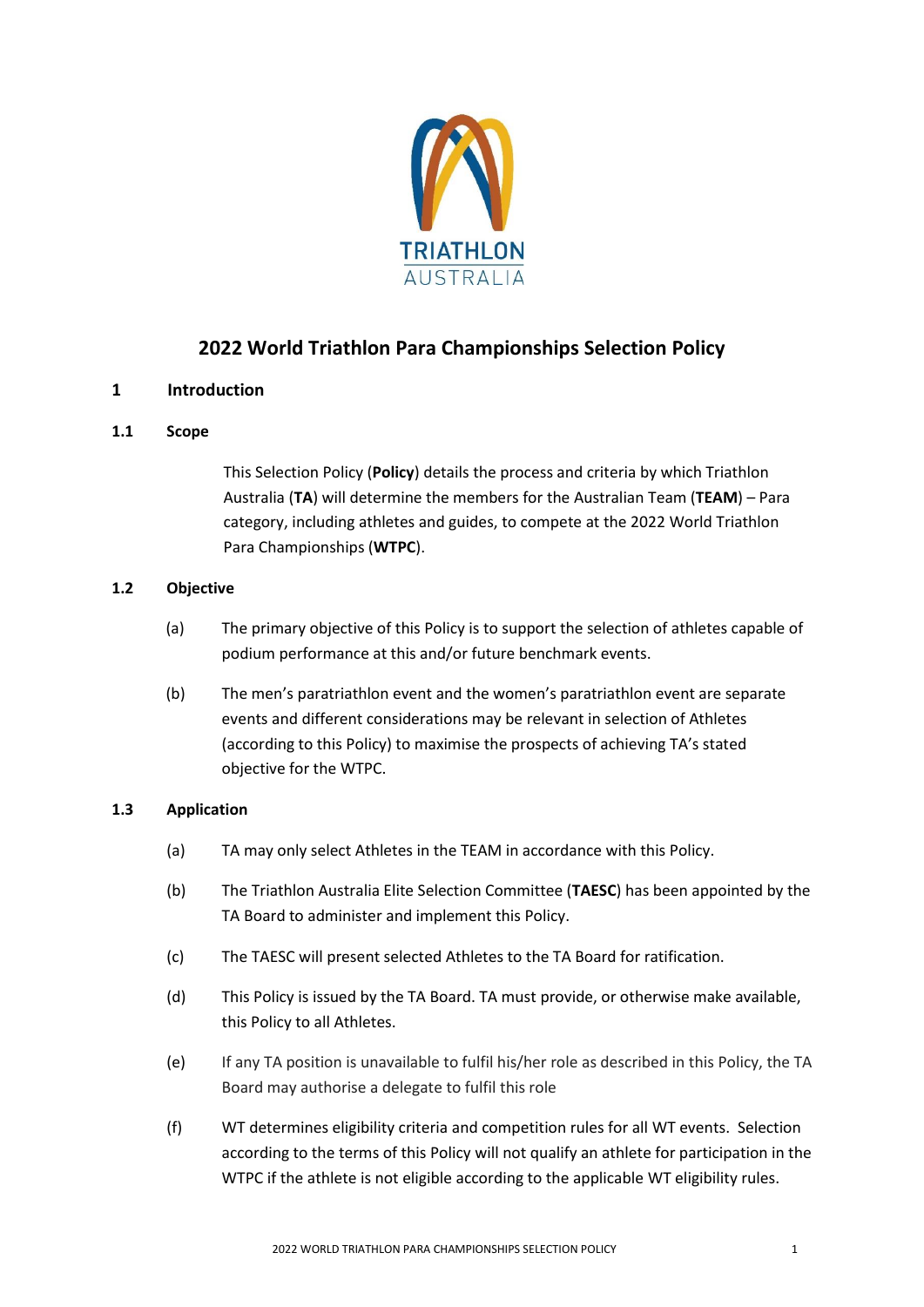# 2022 World Triathlon Para Championships Selection Policy

## 1 Introduction

### 1.1 Scope

This Selection Policy (**Policy**) details the process and criteria by which Triathlon Australia (**TA**) will determine the members for the Australian Team (**TEAM**) – Para category, including athletes and guides, to compete at the 2022 World Triathlon Para Championships (**WTPC**).

### 1.2 Objective

(a) The primary objective of this Policy is to support the selection of athletes capable of podium performance at this and/or future benchmark events.

(b) The men's paratriathlon event and the women's paratriathlon event are separate events and different considerations may be relevant in selection of Athletes (according to this Policy) to maximise the prospects of achieving TA's stated objective for the WTPC.

### 1.3 Application

(a) TA may only select Athletes in the TEAM in accordance with this Policy.

(b) The Triathlon Australia Elite Selection Committee (**TAESC**) has been appointed by the TA Board to administer and implement this Policy.

(c) The TAESC will present selected Athletes to the TA Board for ratification.

(d) This Policy is issued by the TA Board. TA must provide, or otherwise make available, this Policy to all Athletes.

(e) If any TA position is unavailable to fulfil his/her role as described in this Policy, the TA Board may authorise a delegate to fulfil this role

(f) WT determines eligibility criteria and competition rules for all WT events. Selection according to the terms of this Policy will not qualify an athlete for participation in the WTPC if the athlete is not eligible according to the applicable WT eligibility rules.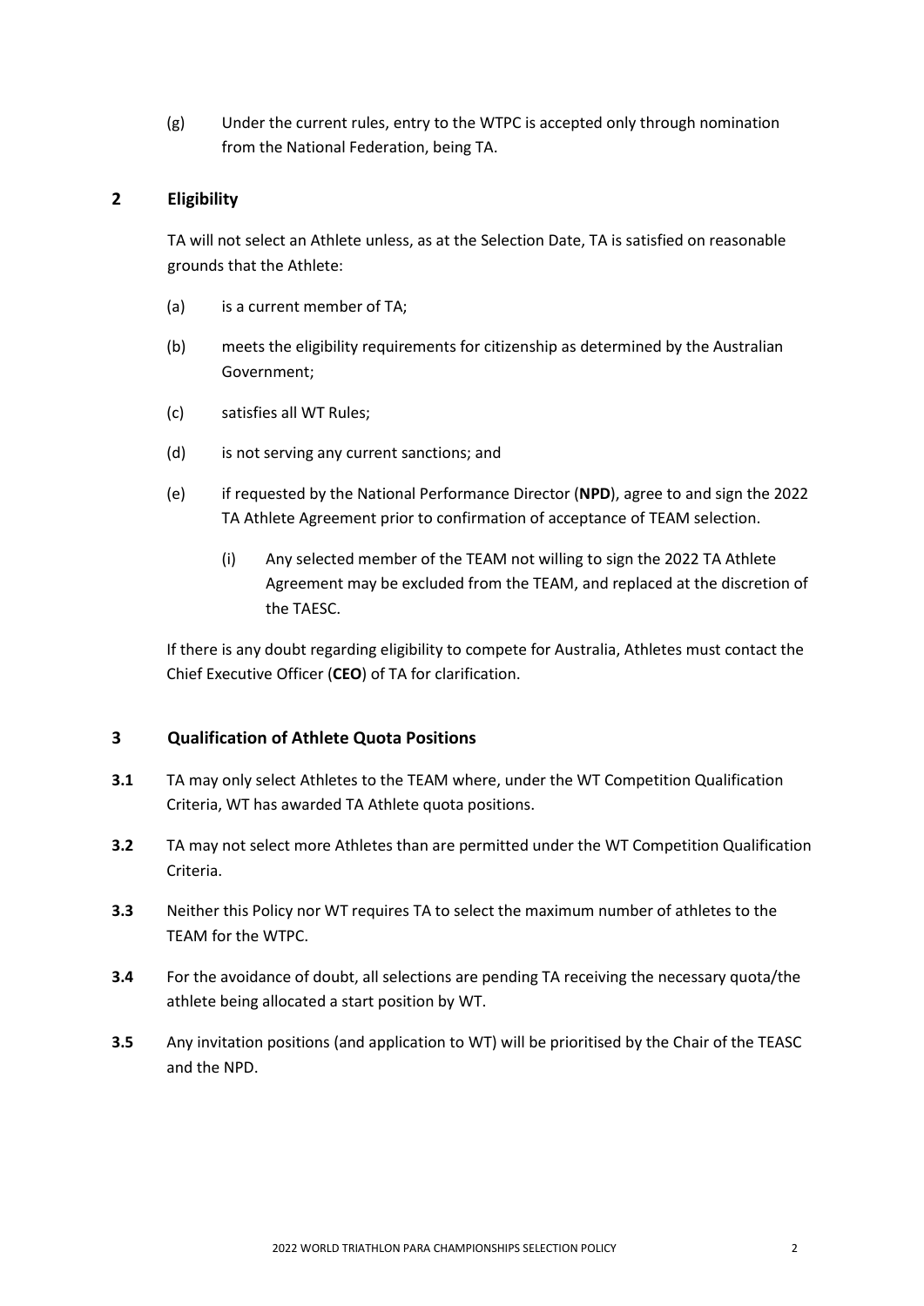(g) Under the current rules, entry to the WTPC is accepted only through nomination from the National Federation, being TA.

## 2 Eligibility

TA will not select an Athlete unless, as at the Selection Date, TA is satisfied on reasonable grounds that the Athlete:

(a) is a current member of TA;

(b) meets the eligibility requirements for citizenship as determined by the Australian Government;

(c) satisfies all WT Rules;

(d) is not serving any current sanctions; and

(e) if requested by the National Performance Director (**NPD**), agree to and sign the 2022 TA Athlete Agreement prior to confirmation of acceptance of TEAM selection.

(i) Any selected member of the TEAM not willing to sign the 2022 TA Athlete Agreement may be excluded from the TEAM, and replaced at the discretion of the TAESC.

If there is any doubt regarding eligibility to compete for Australia, Athletes must contact the Chief Executive Officer (**CEO**) of TA for clarification.

## 3 Qualification of Athlete Quota Positions

**3.1** TA may only select Athletes to the TEAM where, under the WT Competition Qualification Criteria, WT has awarded TA Athlete quota positions.

**3.2** TA may not select more Athletes than are permitted under the WT Competition Qualification Criteria.

**3.3** Neither this Policy nor WT requires TA to select the maximum number of athletes to the TEAM for the WTPC.

**3.4** For the avoidance of doubt, all selections are pending TA receiving the necessary quota/the athlete being allocated a start position by WT.

**3.5** Any invitation positions (and application to WT) will be prioritised by the Chair of the TEASC and the NPD.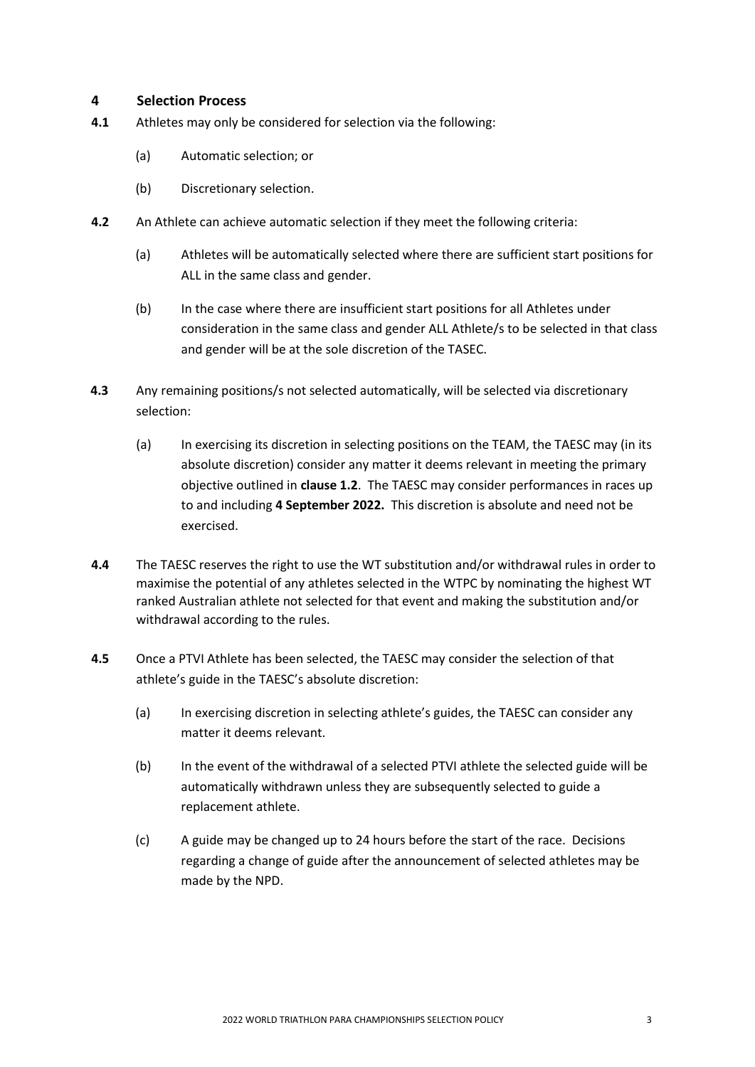## 4 Selection Process

**4.1** Athletes may only be considered for selection via the following:

(a) Automatic selection; or

(b) Discretionary selection.

**4.2** An Athlete can achieve automatic selection if they meet the following criteria:

(a) Athletes will be automatically selected where there are sufficient start positions for ALL in the same class and gender.

(b) In the case where there are insufficient start positions for all Athletes under consideration in the same class and gender ALL Athlete/s to be selected in that class and gender will be at the sole discretion of the TASEC.

**4.3** Any remaining positions/s not selected automatically, will be selected via discretionary selection:

(a) In exercising its discretion in selecting positions on the TEAM, the TAESC may (in its absolute discretion) consider any matter it deems relevant in meeting the primary objective outlined in **clause 1.2**. The TAESC may consider performances in races up to and including **4 September 2022.** This discretion is absolute and need not be exercised.

**4.4** The TAESC reserves the right to use the WT substitution and/or withdrawal rules in order to maximise the potential of any athletes selected in the WTPC by nominating the highest WT ranked Australian athlete not selected for that event and making the substitution and/or withdrawal according to the rules.

**4.5** Once a PTVI Athlete has been selected, the TAESC may consider the selection of that athlete's guide in the TAESC's absolute discretion:

(a) In exercising discretion in selecting athlete's guides, the TAESC can consider any matter it deems relevant.

(b) In the event of the withdrawal of a selected PTVI athlete the selected guide will be automatically withdrawn unless they are subsequently selected to guide a replacement athlete.

(c) A guide may be changed up to 24 hours before the start of the race. Decisions regarding a change of guide after the announcement of selected athletes may be made by the NPD.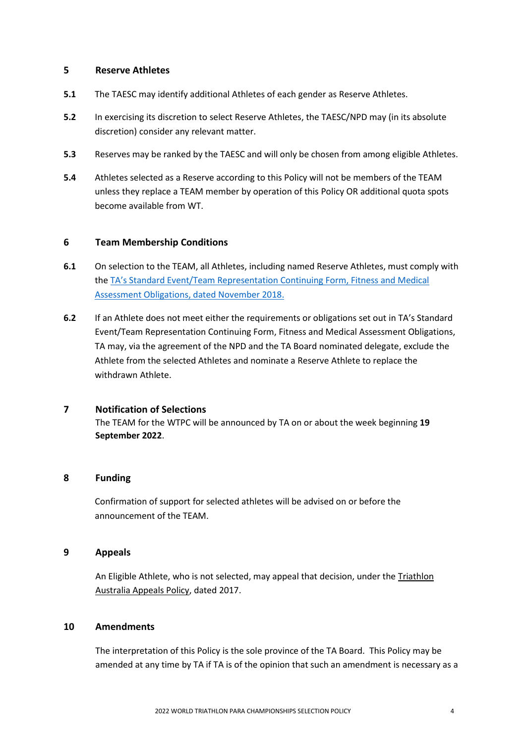## 5 Reserve Athletes

**5.1** The TAESC may identify additional Athletes of each gender as Reserve Athletes.

**5.2** In exercising its discretion to select Reserve Athletes, the TAESC/NPD may (in its absolute discretion) consider any relevant matter.

**5.3** Reserves may be ranked by the TAESC and will only be chosen from among eligible Athletes.

**5.4** Athletes selected as a Reserve according to this Policy will not be members of the TEAM unless they replace a TEAM member by operation of this Policy OR additional quota spots become available from WT.

## 6 Team Membership Conditions

**6.1** On selection to the TEAM, all Athletes, including named Reserve Athletes, must comply with the TA's Standard Event/Team Representation Continuing Form, Fitness and Medical Assessment Obligations, dated November 2018.

**6.2** If an Athlete does not meet either the requirements or obligations set out in TA's Standard Event/Team Representation Continuing Form, Fitness and Medical Assessment Obligations, TA may, via the agreement of the NPD and the TA Board nominated delegate, exclude the Athlete from the selected Athletes and nominate a Reserve Athlete to replace the withdrawn Athlete.

## 7 Notification of Selections

The TEAM for the WTPC will be announced by TA on or about the week beginning **19 September 2022**.

## 8 Funding

Confirmation of support for selected athletes will be advised on or before the announcement of the TEAM.

## 9 Appeals

An Eligible Athlete, who is not selected, may appeal that decision, under the Triathlon Australia Appeals Policy, dated 2017.

## 10 Amendments

The interpretation of this Policy is the sole province of the TA Board. This Policy may be amended at any time by TA if TA is of the opinion that such an amendment is necessary as a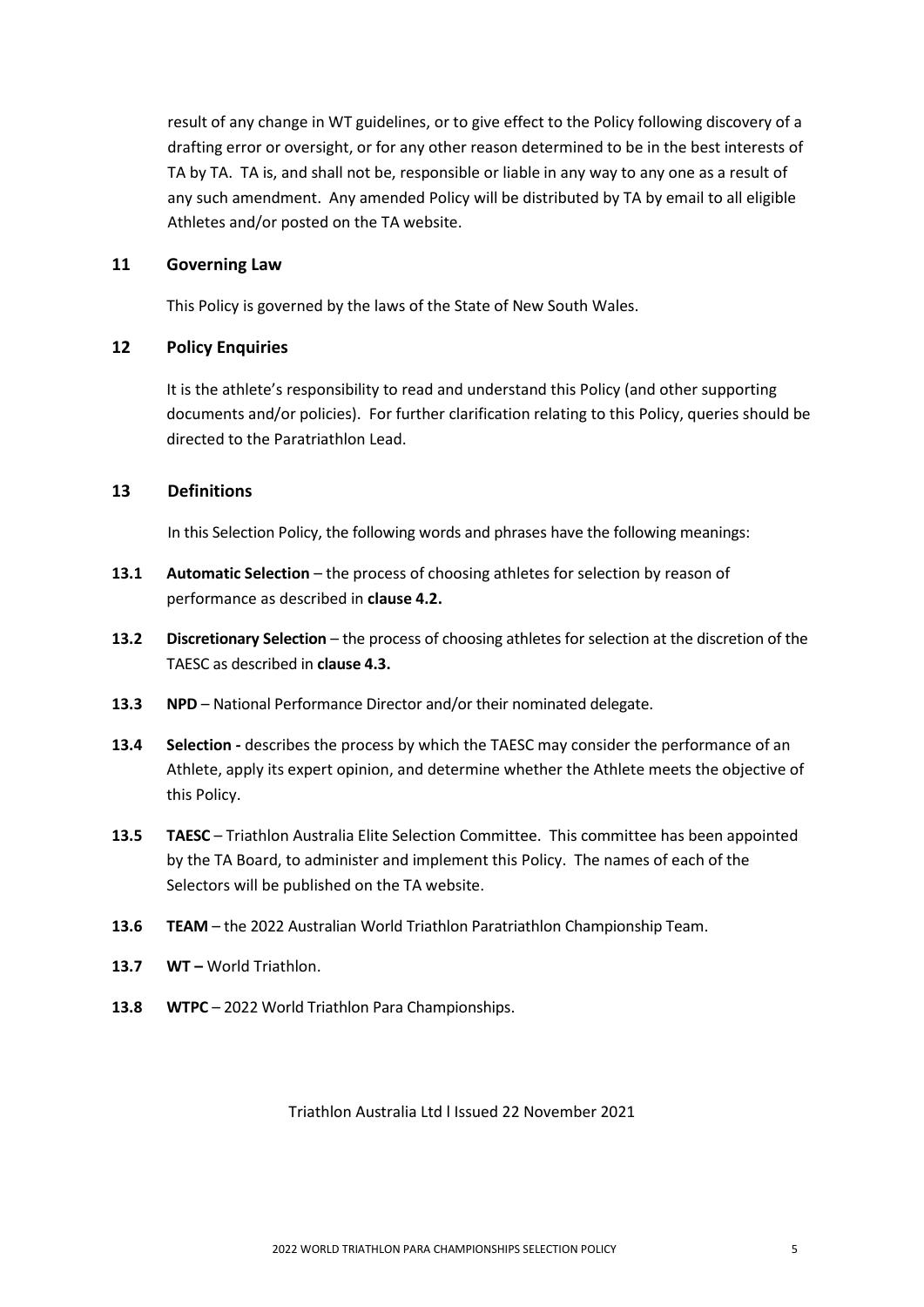result of any change in WT guidelines, or to give effect to the Policy following discovery of a drafting error or oversight, or for any other reason determined to be in the best interests of TA by TA. TA is, and shall not be, responsible or liable in any way to any one as a result of any such amendment. Any amended Policy will be distributed by TA by email to all eligible Athletes and/or posted on the TA website.

## 11 Governing Law

This Policy is governed by the laws of the State of New South Wales.

## 12 Policy Enquiries

It is the athlete's responsibility to read and understand this Policy (and other supporting documents and/or policies). For further clarification relating to this Policy, queries should be directed to the Paratriathlon Lead.

## 13 Definitions

In this Selection Policy, the following words and phrases have the following meanings:

**13.1** **Automatic Selection** – the process of choosing athletes for selection by reason of performance as described in **clause 4.2.**

**13.2** **Discretionary Selection** – the process of choosing athletes for selection at the discretion of the TAESC as described in **clause 4.3.**

**13.3** **NPD** – National Performance Director and/or their nominated delegate.

**13.4** **Selection -** describes the process by which the TAESC may consider the performance of an Athlete, apply its expert opinion, and determine whether the Athlete meets the objective of this Policy.

**13.5** **TAESC** – Triathlon Australia Elite Selection Committee. This committee has been appointed by the TA Board, to administer and implement this Policy. The names of each of the Selectors will be published on the TA website.

**13.6** **TEAM** – the 2022 Australian World Triathlon Paratriathlon Championship Team.

**13.7** **WT –** World Triathlon.

**13.8** **WTPC** – 2022 World Triathlon Para Championships.

Triathlon Australia Ltd l Issued 22 November 2021